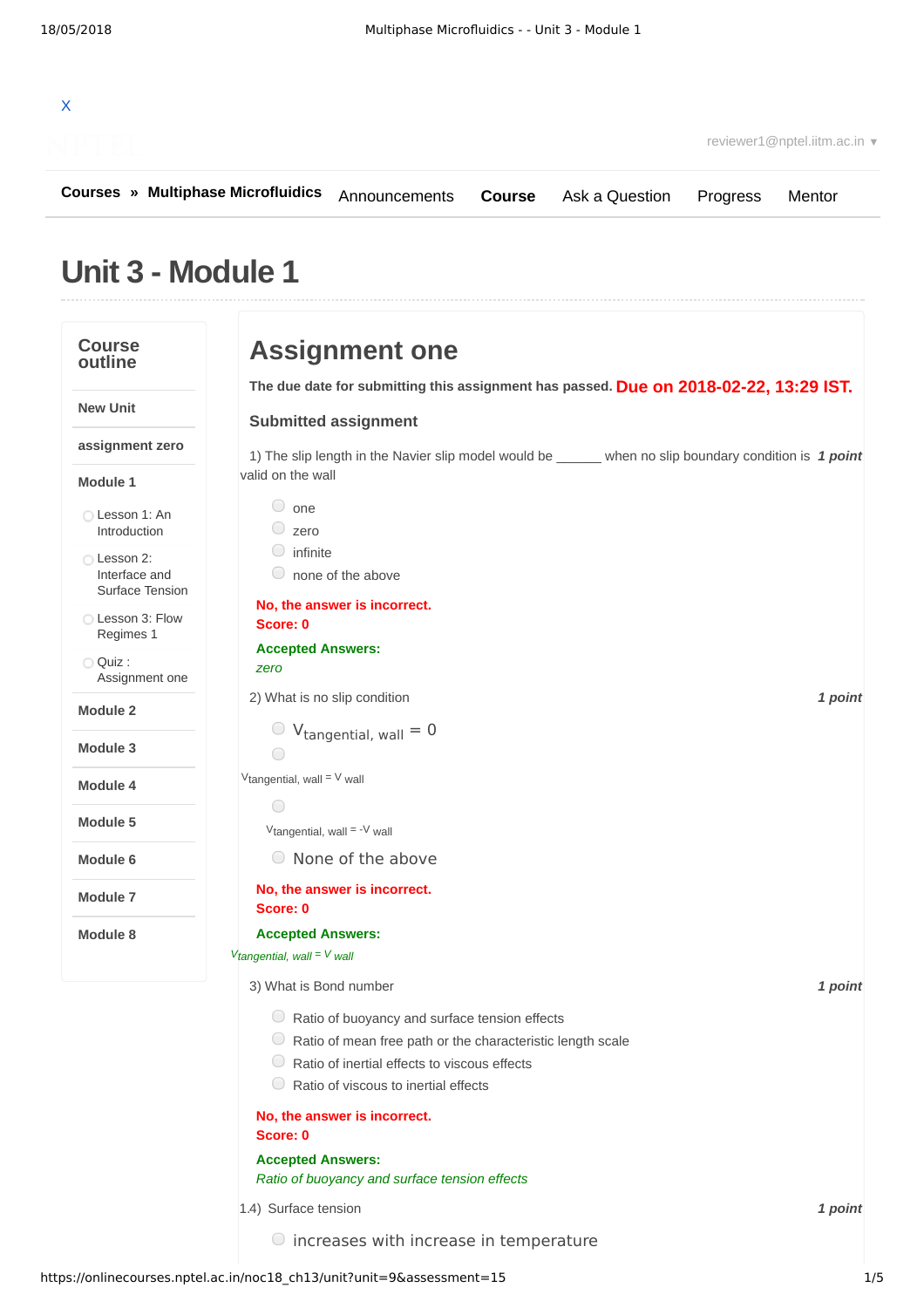X

reviewer1@nptel.iitm.ac.in ▾

**Courses** » **Multiphase Microfluidics** Announcements **Course** Ask a Question Progress Mentor

# Unit 3 - Module 1

**Course outline**

- **New Unit**
- **assignment zero**
- **Module 1**
  - Lesson 1: An Introduction
  - Lesson 2: Interface and Surface Tension
  - Lesson 3: Flow Regimes 1
  - Quiz : Assignment one
- **Module 2**
- **Module 3**
- **Module 4**
- **Module 5**
- **Module 6**
- **Module 7**
- **Module 8**

## Assignment one

**The due date for submitting this assignment has passed.** **Due on 2018-02-22, 13:29 IST.**

### Submitted assignment

1) The slip length in the Navier slip model would be ______ when no slip boundary condition is valid on the wall *1 point*

- one
- zero
- infinite
- none of the above

**No, the answer is incorrect.**
**Score: 0**

**Accepted Answers:**
*zero*

2) What is no slip condition *1 point*

- $V_{tangential,\ wall} = 0$
- $V_{tangential,\ wall} = V_{wall}$
- $V_{tangential,\ wall} = -V_{wall}$
- None of the above

**No, the answer is incorrect.**
**Score: 0**

**Accepted Answers:**
$V_{tangential,\ wall} = V_{wall}$

3) What is Bond number *1 point*

- Ratio of buoyancy and surface tension effects
- Ratio of mean free path or the characteristic length scale
- Ratio of inertial effects to viscous effects
- Ratio of viscous to inertial effects

**No, the answer is incorrect.**
**Score: 0**

**Accepted Answers:**
*Ratio of buoyancy and surface tension effects*

1.4) Surface tension *1 point*

- increases with increase in temperature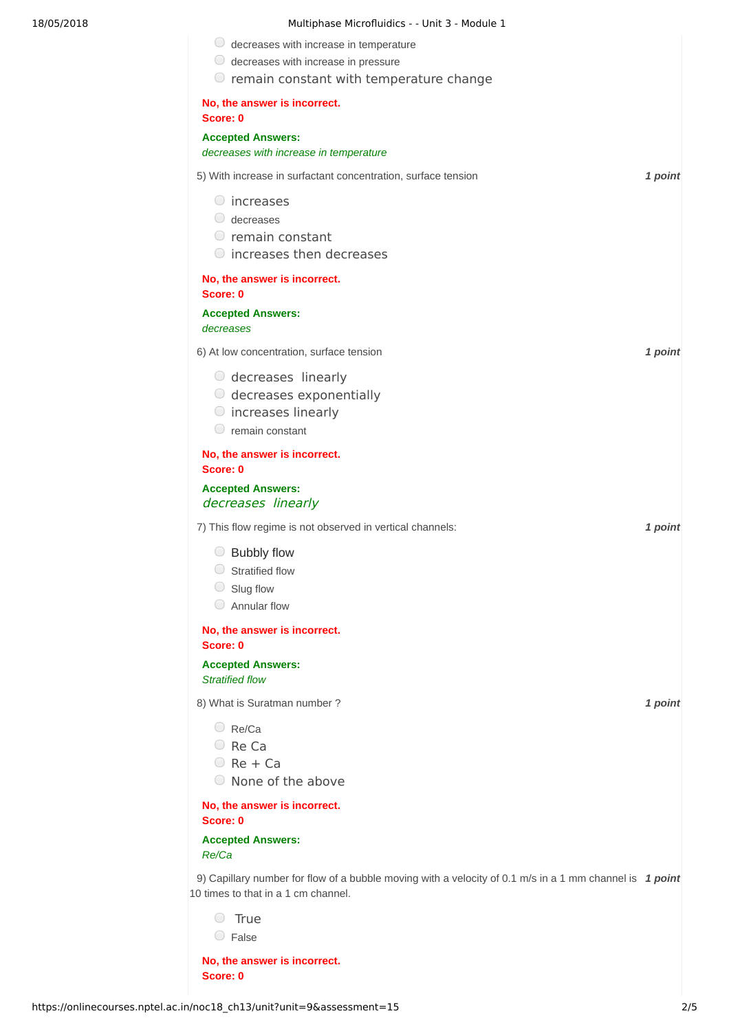- decreases with increase in temperature
- decreases with increase in pressure
- remain constant with temperature change

**No, the answer is incorrect.**
**Score: 0**

**Accepted Answers:**
*decreases with increase in temperature*

5) With increase in surfactant concentration, surface tension ***1 point***

- increases
- decreases
- remain constant
- increases then decreases

**No, the answer is incorrect.**
**Score: 0**

**Accepted Answers:**
*decreases*

6) At low concentration, surface tension ***1 point***

- decreases linearly
- decreases exponentially
- increases linearly
- remain constant

**No, the answer is incorrect.**
**Score: 0**

**Accepted Answers:**
*decreases linearly*

7) This flow regime is not observed in vertical channels: ***1 point***

- Bubbly flow
- Stratified flow
- Slug flow
- Annular flow

**No, the answer is incorrect.**
**Score: 0**

**Accepted Answers:**
*Stratified flow*

8) What is Suratman number ? ***1 point***

- Re/Ca
- Re Ca
- Re + Ca
- None of the above

**No, the answer is incorrect.**
**Score: 0**

**Accepted Answers:**
*Re/Ca*

9) Capillary number for flow of a bubble moving with a velocity of 0.1 m/s in a 1 mm channel is 10 times to that in a 1 cm channel. ***1 point***

- True
- False

**No, the answer is incorrect.**
**Score: 0**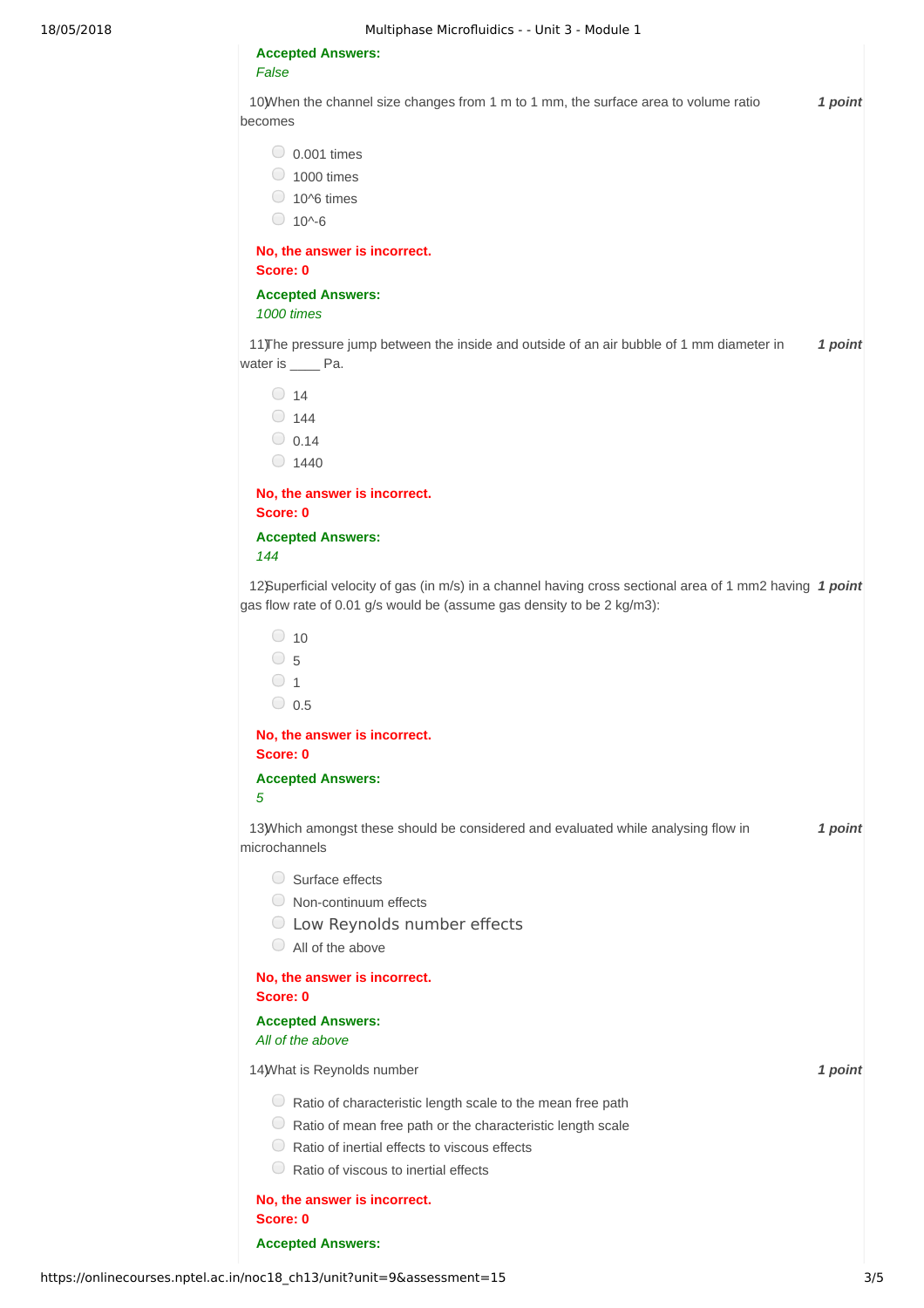**Accepted Answers:**
*False*

10) When the channel size changes from 1 m to 1 mm, the surface area to volume ratio becomes **1 point**

- 0.001 times
- 1000 times
- 10^6 times
- 10^-6

**No, the answer is incorrect.**
**Score: 0**

**Accepted Answers:**
*1000 times*

11) The pressure jump between the inside and outside of an air bubble of 1 mm diameter in water is ____ Pa. **1 point**

- 14
- 144
- 0.14
- 1440

**No, the answer is incorrect.**
**Score: 0**

**Accepted Answers:**
*144*

12) Superficial velocity of gas (in m/s) in a channel having cross sectional area of 1 mm2 having gas flow rate of 0.01 g/s would be (assume gas density to be 2 kg/m3): **1 point**

- 10
- 5
- 1
- 0.5

**No, the answer is incorrect.**
**Score: 0**

**Accepted Answers:**
*5*

13) Which amongst these should be considered and evaluated while analysing flow in microchannels **1 point**

- Surface effects
- Non-continuum effects
- Low Reynolds number effects
- All of the above

**No, the answer is incorrect.**
**Score: 0**

**Accepted Answers:**
*All of the above*

14) What is Reynolds number **1 point**

- Ratio of characteristic length scale to the mean free path
- Ratio of mean free path or the characteristic length scale
- Ratio of inertial effects to viscous effects
- Ratio of viscous to inertial effects

**No, the answer is incorrect.**
**Score: 0**

**Accepted Answers:**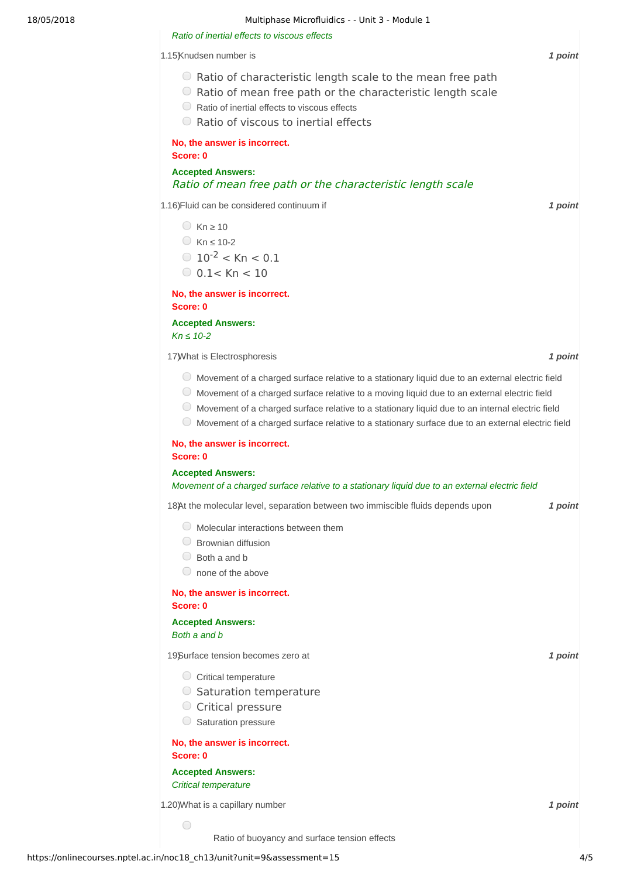*Ratio of inertial effects to viscous effects*

1.15) Knudsen number is **1 point**

- Ratio of characteristic length scale to the mean free path
- Ratio of mean free path or the characteristic length scale
- Ratio of inertial effects to viscous effects
- Ratio of viscous to inertial effects

**No, the answer is incorrect.**
**Score: 0**

**Accepted Answers:**
*Ratio of mean free path or the characteristic length scale*

1.16) Fluid can be considered continuum if **1 point**

- Kn ≥ 10
- Kn ≤ 10-2
- $10^{-2}$ < Kn < 0.1
- 0.1< Kn < 10

**No, the answer is incorrect.**
**Score: 0**

**Accepted Answers:**
*Kn ≤ 10-2*

17) What is Electrosphoresis **1 point**

- Movement of a charged surface relative to a stationary liquid due to an external electric field
- Movement of a charged surface relative to a moving liquid due to an external electric field
- Movement of a charged surface relative to a stationary liquid due to an internal electric field
- Movement of a charged surface relative to a stationary surface due to an external electric field

**No, the answer is incorrect.**
**Score: 0**

**Accepted Answers:**
*Movement of a charged surface relative to a stationary liquid due to an external electric field*

18) At the molecular level, separation between two immiscible fluids depends upon **1 point**

- Molecular interactions between them
- Brownian diffusion
- Both a and b
- none of the above

**No, the answer is incorrect.**
**Score: 0**

**Accepted Answers:**
*Both a and b*

19) Surface tension becomes zero at **1 point**

- Critical temperature
- Saturation temperature
- Critical pressure
- Saturation pressure

**No, the answer is incorrect.**
**Score: 0**

**Accepted Answers:**
*Critical temperature*

1.20) What is a capillary number **1 point**

- Ratio of buoyancy and surface tension effects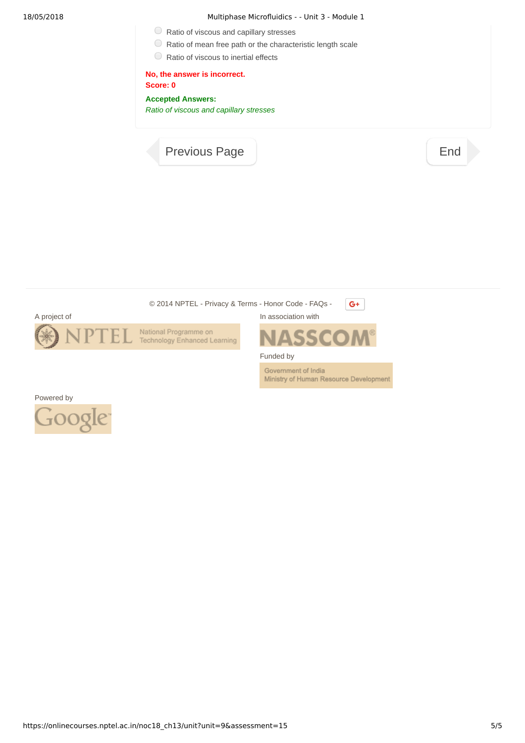- Ratio of viscous and capillary stresses
- Ratio of mean free path or the characteristic length scale
- Ratio of viscous to inertial effects

**No, the answer is incorrect.**
**Score: 0**

**Accepted Answers:**
*Ratio of viscous and capillary stresses*

Previous Page

End

© 2014 NPTEL - Privacy & Terms - Honor Code - FAQs -

A project of

NPTEL National Programme on Technology Enhanced Learning

In association with

NASSCOM®

Funded by

Government of India
Ministry of Human Resource Development

Powered by

Google